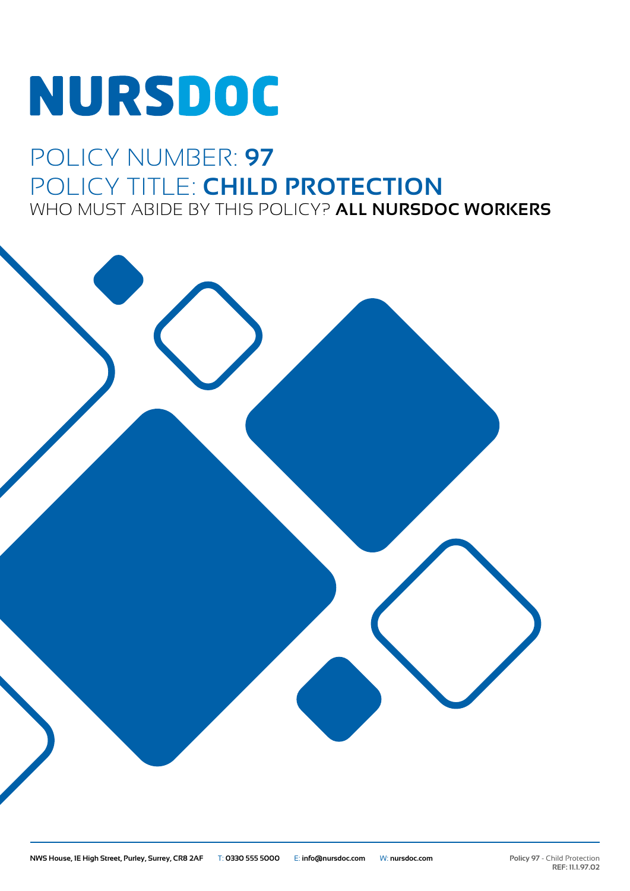# NURSDOC

## POLICY NUMBER: **97**
## POLICY TITLE: **CHILD PROTECTION**
### WHO MUST ABIDE BY THIS POLICY? **ALL NURSDOC WORKERS**

**NWS House, 1E High Street, Purley, Surrey, CR8 2AF** T: **0330 555 5000** E: **info@nursdoc.com** W: **nursdoc.com**

**Policy 97** - Child Protection
**REF: 11.1.97.02**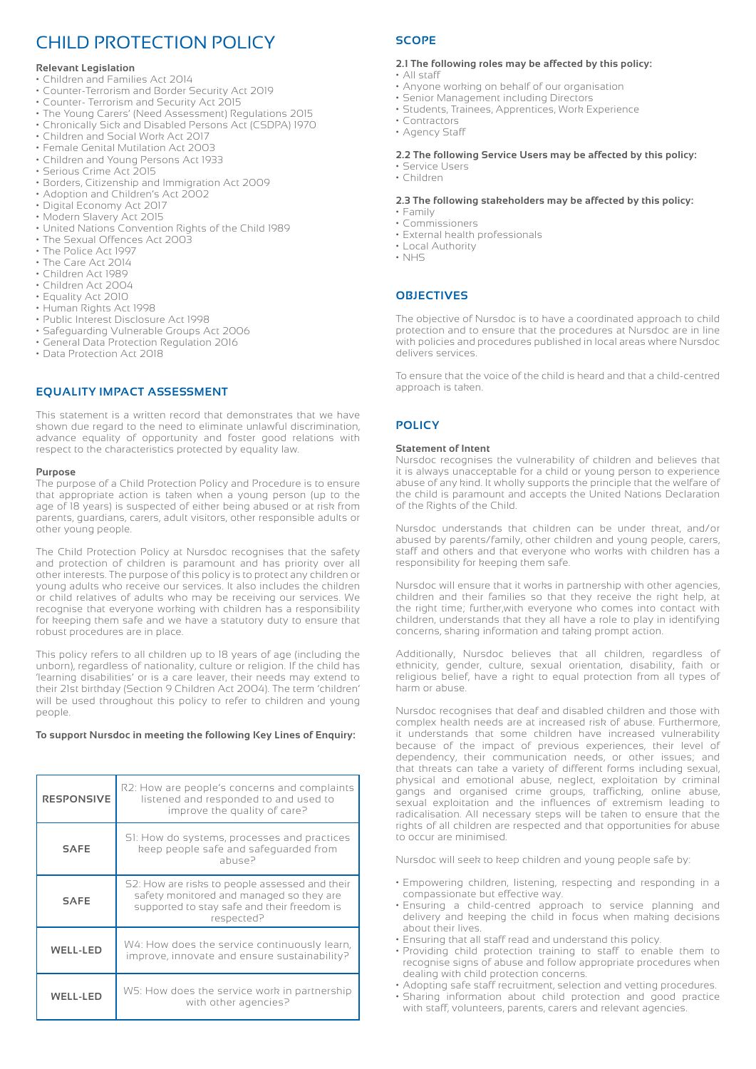# CHILD PROTECTION POLICY

**Relevant Legislation**

- Children and Families Act 2014
- Counter-Terrorism and Border Security Act 2019
- Counter- Terrorism and Security Act 2015
- The Young Carers' (Need Assessment) Regulations 2015
- Chronically Sick and Disabled Persons Act (CSDPA) 1970
- Children and Social Work Act 2017
- Female Genital Mutilation Act 2003
- Children and Young Persons Act 1933
- Serious Crime Act 2015
- Borders, Citizenship and Immigration Act 2009
- Adoption and Children's Act 2002
- Digital Economy Act 2017
- Modern Slavery Act 2015
- United Nations Convention Rights of the Child 1989
- The Sexual Offences Act 2003
- The Police Act 1997
- The Care Act 2014
- Children Act 1989
- Children Act 2004
- Equality Act 2010
- Human Rights Act 1998
- Public Interest Disclosure Act 1998
- Safeguarding Vulnerable Groups Act 2006
- General Data Protection Regulation 2016
- Data Protection Act 2018

## EQUALITY IMPACT ASSESSMENT

This statement is a written record that demonstrates that we have shown due regard to the need to eliminate unlawful discrimination, advance equality of opportunity and foster good relations with respect to the characteristics protected by equality law.

**Purpose**

The purpose of a Child Protection Policy and Procedure is to ensure that appropriate action is taken when a young person (up to the age of 18 years) is suspected of either being abused or at risk from parents, guardians, carers, adult visitors, other responsible adults or other young people.

The Child Protection Policy at Nursdoc recognises that the safety and protection of children is paramount and has priority over all other interests. The purpose of this policy is to protect any children or young adults who receive our services. It also includes the children or child relatives of adults who may be receiving our services. We recognise that everyone working with children has a responsibility for keeping them safe and we have a statutory duty to ensure that robust procedures are in place.

This policy refers to all children up to 18 years of age (including the unborn), regardless of nationality, culture or religion. If the child has 'learning disabilities' or is a care leaver, their needs may extend to their 21st birthday (Section 9 Children Act 2004). The term 'children' will be used throughout this policy to refer to children and young people.

**To support Nursdoc in meeting the following Key Lines of Enquiry:**

| | |
|---|---|
| **RESPONSIVE** | R2: How are people's concerns and complaints listened and responded to and used to improve the quality of care? |
| **SAFE** | S1: How do systems, processes and practices keep people safe and safeguarded from abuse? |
| **SAFE** | S2: How are risks to people assessed and their safety monitored and managed so they are supported to stay safe and their freedom is respected? |
| **WELL-LED** | W4: How does the service continuously learn, improve, innovate and ensure sustainability? |
| **WELL-LED** | W5: How does the service work in partnership with other agencies? |

## SCOPE

**2.1 The following roles may be affected by this policy:**

- All staff
- Anyone working on behalf of our organisation
- Senior Management including Directors
- Students, Trainees, Apprentices, Work Experience
- Contractors
- Agency Staff

**2.2 The following Service Users may be affected by this policy:**

- Service Users
- Children

**2.3 The following stakeholders may be affected by this policy:**

- Family
- Commissioners
- External health professionals
- Local Authority
- NHS

## OBJECTIVES

The objective of Nursdoc is to have a coordinated approach to child protection and to ensure that the procedures at Nursdoc are in line with policies and procedures published in local areas where Nursdoc delivers services.

To ensure that the voice of the child is heard and that a child-centred approach is taken.

## POLICY

**Statement of Intent**

Nursdoc recognises the vulnerability of children and believes that it is always unacceptable for a child or young person to experience abuse of any kind. It wholly supports the principle that the welfare of the child is paramount and accepts the United Nations Declaration of the Rights of the Child.

Nursdoc understands that children can be under threat, and/or abused by parents/family, other children and young people, carers, staff and others and that everyone who works with children has a responsibility for keeping them safe.

Nursdoc will ensure that it works in partnership with other agencies, children and their families so that they receive the right help, at the right time; further,with everyone who comes into contact with children, understands that they all have a role to play in identifying concerns, sharing information and taking prompt action.

Additionally, Nursdoc believes that all children, regardless of ethnicity, gender, culture, sexual orientation, disability, faith or religious belief, have a right to equal protection from all types of harm or abuse.

Nursdoc recognises that deaf and disabled children and those with complex health needs are at increased risk of abuse. Furthermore, it understands that some children have increased vulnerability because of the impact of previous experiences, their level of dependency, their communication needs, or other issues; and that threats can take a variety of different forms including sexual, physical and emotional abuse, neglect, exploitation by criminal gangs and organised crime groups, trafficking, online abuse, sexual exploitation and the influences of extremism leading to radicalisation. All necessary steps will be taken to ensure that the rights of all children are respected and that opportunities for abuse to occur are minimised.

Nursdoc will seek to keep children and young people safe by:

- Empowering children, listening, respecting and responding in a compassionate but effective way.
- Ensuring a child-centred approach to service planning and delivery and keeping the child in focus when making decisions about their lives.
- Ensuring that all staff read and understand this policy.
- Providing child protection training to staff to enable them to recognise signs of abuse and follow appropriate procedures when dealing with child protection concerns.
- Adopting safe staff recruitment, selection and vetting procedures.
- Sharing information about child protection and good practice with staff, volunteers, parents, carers and relevant agencies.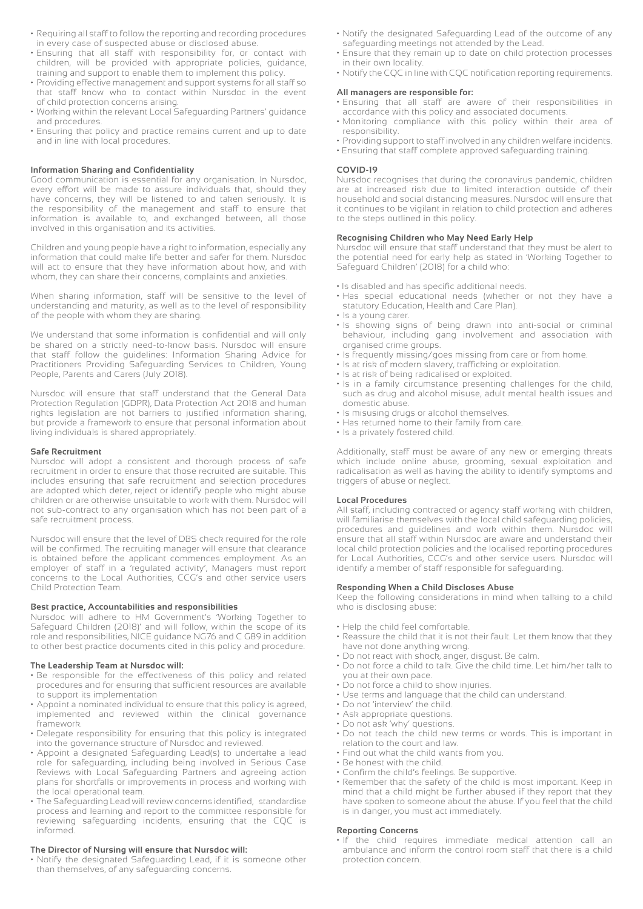- Requiring all staff to follow the reporting and recording procedures in every case of suspected abuse or disclosed abuse.
- Ensuring that all staff with responsibility for, or contact with children, will be provided with appropriate policies, guidance, training and support to enable them to implement this policy.
- Providing effective management and support systems for all staff so that staff know who to contact within Nursdoc in the event of child protection concerns arising.
- Working within the relevant Local Safeguarding Partners' guidance and procedures.
- Ensuring that policy and practice remains current and up to date and in line with local procedures.

**Information Sharing and Confidentiality**

Good communication is essential for any organisation. In Nursdoc, every effort will be made to assure individuals that, should they have concerns, they will be listened to and taken seriously. It is the responsibility of the management and staff to ensure that information is available to, and exchanged between, all those involved in this organisation and its activities.

Children and young people have a right to information, especially any information that could make life better and safer for them. Nursdoc will act to ensure that they have information about how, and with whom, they can share their concerns, complaints and anxieties.

When sharing information, staff will be sensitive to the level of understanding and maturity, as well as to the level of responsibility of the people with whom they are sharing.

We understand that some information is confidential and will only be shared on a strictly need-to-know basis. Nursdoc will ensure that staff follow the guidelines: Information Sharing Advice for Practitioners Providing Safeguarding Services to Children, Young People, Parents and Carers (July 2018).

Nursdoc will ensure that staff understand that the General Data Protection Regulation (GDPR), Data Protection Act 2018 and human rights legislation are not barriers to justified information sharing, but provide a framework to ensure that personal information about living individuals is shared appropriately.

**Safe Recruitment**

Nursdoc will adopt a consistent and thorough process of safe recruitment in order to ensure that those recruited are suitable. This includes ensuring that safe recruitment and selection procedures are adopted which deter, reject or identify people who might abuse children or are otherwise unsuitable to work with them. Nursdoc will not sub-contract to any organisation which has not been part of a safe recruitment process.

Nursdoc will ensure that the level of DBS check required for the role will be confirmed. The recruiting manager will ensure that clearance is obtained before the applicant commences employment. As an employer of staff in a 'regulated activity', Managers must report concerns to the Local Authorities, CCG's and other service users Child Protection Team.

**Best practice, Accountabilities and responsibilities**

Nursdoc will adhere to HM Government's 'Working Together to Safeguard Children (2018)' and will follow, within the scope of its role and responsibilities, NICE guidance NG76 and C G89 in addition to other best practice documents cited in this policy and procedure.

**The Leadership Team at Nursdoc will:**

- Be responsible for the effectiveness of this policy and related procedures and for ensuring that sufficient resources are available to support its implementation
- Appoint a nominated individual to ensure that this policy is agreed, implemented and reviewed within the clinical governance framework.
- Delegate responsibility for ensuring that this policy is integrated into the governance structure of Nursdoc and reviewed.
- Appoint a designated Safeguarding Lead(s) to undertake a lead role for safeguarding, including being involved in Serious Case Reviews with Local Safeguarding Partners and agreeing action plans for shortfalls or improvements in process and working with the local operational team.
- The Safeguarding Lead will review concerns identified, standardise process and learning and report to the committee responsible for reviewing safeguarding incidents, ensuring that the CQC is informed.

**The Director of Nursing will ensure that Nursdoc will:**

- Notify the designated Safeguarding Lead, if it is someone other than themselves, of any safeguarding concerns.
- Notify the designated Safeguarding Lead of the outcome of any safeguarding meetings not attended by the Lead.
- Ensure that they remain up to date on child protection processes in their own locality.
- Notify the CQC in line with CQC notification reporting requirements.

**All managers are responsible for:**

- Ensuring that all staff are aware of their responsibilities in accordance with this policy and associated documents.
- Monitoring compliance with this policy within their area of responsibility.
- Providing support to staff involved in any children welfare incidents.
- Ensuring that staff complete approved safeguarding training.

**COVID-19**

Nursdoc recognises that during the coronavirus pandemic, children are at increased risk due to limited interaction outside of their household and social distancing measures. Nursdoc will ensure that it continues to be vigilant in relation to child protection and adheres to the steps outlined in this policy.

**Recognising Children who May Need Early Help**

Nursdoc will ensure that staff understand that they must be alert to the potential need for early help as stated in 'Working Together to Safeguard Children' (2018) for a child who:

- Is disabled and has specific additional needs.
- Has special educational needs (whether or not they have a statutory Education, Health and Care Plan).
- Is a young carer.
- Is showing signs of being drawn into anti-social or criminal behaviour, including gang involvement and association with organised crime groups.
- Is frequently missing/goes missing from care or from home.
- Is at risk of modern slavery, trafficking or exploitation.
- Is at risk of being radicalised or exploited.
- Is in a family circumstance presenting challenges for the child, such as drug and alcohol misuse, adult mental health issues and domestic abuse.
- Is misusing drugs or alcohol themselves.
- Has returned home to their family from care.
- Is a privately fostered child.

Additionally, staff must be aware of any new or emerging threats which include online abuse, grooming, sexual exploitation and radicalisation as well as having the ability to identify symptoms and triggers of abuse or neglect.

**Local Procedures**

All staff, including contracted or agency staff working with children, will familiarise themselves with the local child safeguarding policies, procedures and guidelines and work within them. Nursdoc will ensure that all staff within Nursdoc are aware and understand their local child protection policies and the localised reporting procedures for Local Authorities, CCG's and other service users. Nursdoc will identify a member of staff responsible for safeguarding.

**Responding When a Child Discloses Abuse**

Keep the following considerations in mind when talking to a child who is disclosing abuse:

- Help the child feel comfortable.
- Reassure the child that it is not their fault. Let them know that they have not done anything wrong.
- Do not react with shock, anger, disgust. Be calm.
- Do not force a child to talk. Give the child time. Let him/her talk to you at their own pace.
- Do not force a child to show injuries.
- Use terms and language that the child can understand.
- Do not 'interview' the child.
- Ask appropriate questions.
- Do not ask 'why' questions.
- Do not teach the child new terms or words. This is important in relation to the court and law.
- Find out what the child wants from you.
- Be honest with the child.
- Confirm the child's feelings. Be supportive.
- Remember that the safety of the child is most important. Keep in mind that a child might be further abused if they report that they have spoken to someone about the abuse. If you feel that the child is in danger, you must act immediately.

**Reporting Concerns**

- If the child requires immediate medical attention call an ambulance and inform the control room staff that there is a child protection concern.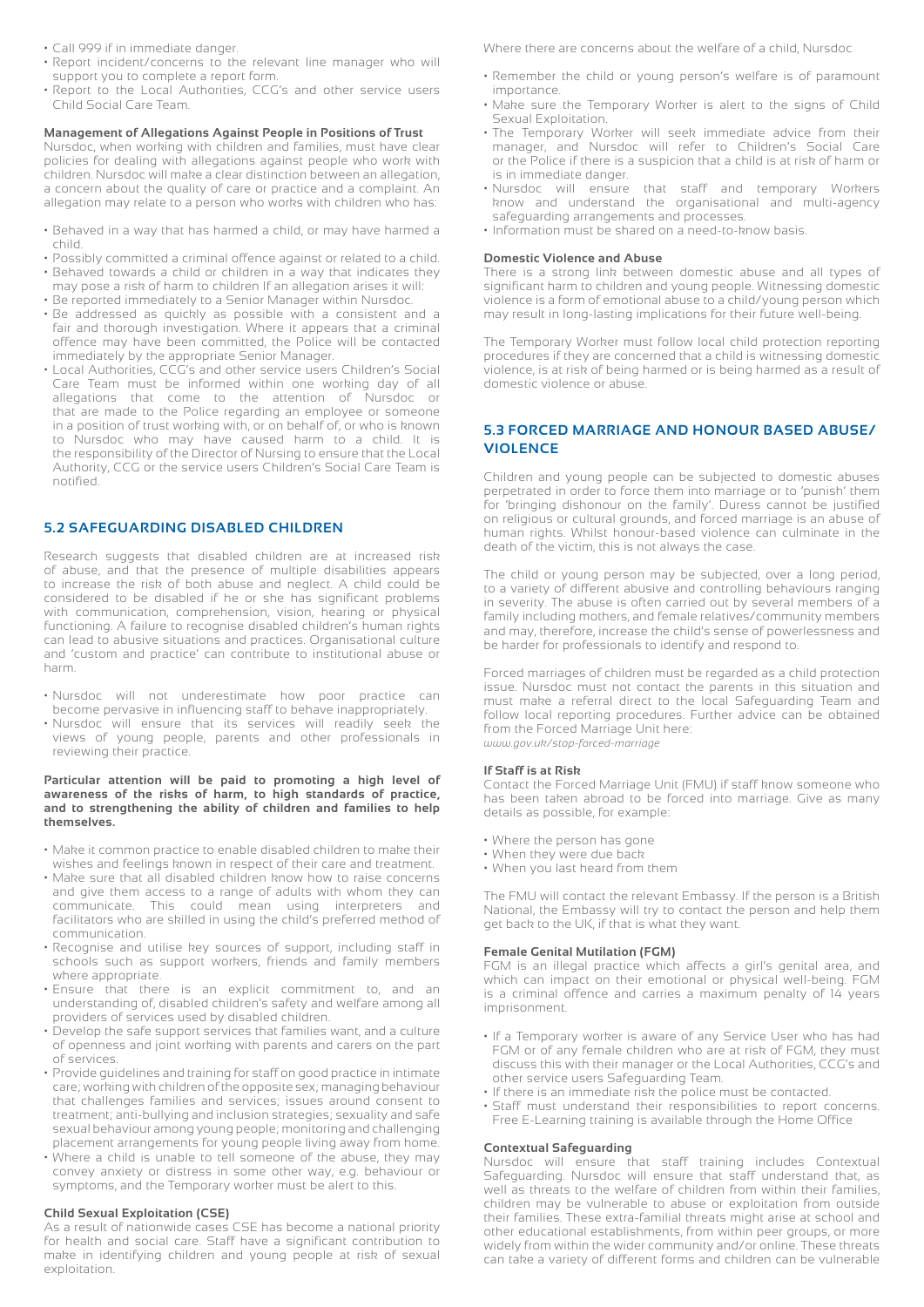- Call 999 if in immediate danger.
- Report incident/concerns to the relevant line manager who will support you to complete a report form.
- Report to the Local Authorities, CCG's and other service users Child Social Care Team.

**Management of Allegations Against People in Positions of Trust**
Nursdoc, when working with children and families, must have clear policies for dealing with allegations against people who work with children. Nursdoc will make a clear distinction between an allegation, a concern about the quality of care or practice and a complaint. An allegation may relate to a person who works with children who has:

- Behaved in a way that has harmed a child, or may have harmed a child.
- Possibly committed a criminal offence against or related to a child.
- Behaved towards a child or children in a way that indicates they may pose a risk of harm to children If an allegation arises it will:
- Be reported immediately to a Senior Manager within Nursdoc.
- Be addressed as quickly as possible with a consistent and a fair and thorough investigation. Where it appears that a criminal offence may have been committed, the Police will be contacted immediately by the appropriate Senior Manager.
- Local Authorities, CCG's and other service users Children's Social Care Team must be informed within one working day of all allegations that come to the attention of Nursdoc or that are made to the Police regarding an employee or someone in a position of trust working with, or on behalf of, or who is known to Nursdoc who may have caused harm to a child. It is the responsibility of the Director of Nursing to ensure that the Local Authority, CCG or the service users Children's Social Care Team is notified.

## 5.2 SAFEGUARDING DISABLED CHILDREN

Research suggests that disabled children are at increased risk of abuse, and that the presence of multiple disabilities appears to increase the risk of both abuse and neglect. A child could be considered to be disabled if he or she has significant problems with communication, comprehension, vision, hearing or physical functioning. A failure to recognise disabled children's human rights can lead to abusive situations and practices. Organisational culture and 'custom and practice' can contribute to institutional abuse or harm.

- Nursdoc will not underestimate how poor practice can become pervasive in influencing staff to behave inappropriately.
- Nursdoc will ensure that its services will readily seek the views of young people, parents and other professionals in reviewing their practice.

**Particular attention will be paid to promoting a high level of awareness of the risks of harm, to high standards of practice, and to strengthening the ability of children and families to help themselves.**

- Make it common practice to enable disabled children to make their wishes and feelings known in respect of their care and treatment.
- Make sure that all disabled children know how to raise concerns and give them access to a range of adults with whom they can communicate. This could mean using interpreters and facilitators who are skilled in using the child's preferred method of communication.
- Recognise and utilise key sources of support, including staff in schools such as support workers, friends and family members where appropriate.
- Ensure that there is an explicit commitment to, and an understanding of, disabled children's safety and welfare among all providers of services used by disabled children.
- Develop the safe support services that families want, and a culture of openness and joint working with parents and carers on the part of services.
- Provide guidelines and training for staff on good practice in intimate care; working with children of the opposite sex; managing behaviour that challenges families and services; issues around consent to treatment; anti-bullying and inclusion strategies; sexuality and safe sexual behaviour among young people; monitoring and challenging placement arrangements for young people living away from home.
- Where a child is unable to tell someone of the abuse, they may convey anxiety or distress in some other way, e.g. behaviour or symptoms, and the Temporary worker must be alert to this.

**Child Sexual Exploitation (CSE)**
As a result of nationwide cases CSE has become a national priority for health and social care. Staff have a significant contribution to make in identifying children and young people at risk of sexual exploitation.

Where there are concerns about the welfare of a child, Nursdoc

- Remember the child or young person's welfare is of paramount importance.
- Make sure the Temporary Worker is alert to the signs of Child Sexual Exploitation.
- The Temporary Worker will seek immediate advice from their manager, and Nursdoc will refer to Children's Social Care or the Police if there is a suspicion that a child is at risk of harm or is in immediate danger.
- Nursdoc will ensure that staff and temporary Workers know and understand the organisational and multi-agency safeguarding arrangements and processes.
- Information must be shared on a need-to-know basis.

**Domestic Violence and Abuse**
There is a strong link between domestic abuse and all types of significant harm to children and young people. Witnessing domestic violence is a form of emotional abuse to a child/young person which may result in long-lasting implications for their future well-being.

The Temporary Worker must follow local child protection reporting procedures if they are concerned that a child is witnessing domestic violence, is at risk of being harmed or is being harmed as a result of domestic violence or abuse.

## 5.3 FORCED MARRIAGE AND HONOUR BASED ABUSE/ VIOLENCE

Children and young people can be subjected to domestic abuses perpetrated in order to force them into marriage or to 'punish' them for 'bringing dishonour on the family'. Duress cannot be justified on religious or cultural grounds, and forced marriage is an abuse of human rights. Whilst honour-based violence can culminate in the death of the victim, this is not always the case.

The child or young person may be subjected, over a long period, to a variety of different abusive and controlling behaviours ranging in severity. The abuse is often carried out by several members of a family including mothers, and female relatives/community members and may, therefore, increase the child's sense of powerlessness and be harder for professionals to identify and respond to.

Forced marriages of children must be regarded as a child protection issue. Nursdoc must not contact the parents in this situation and must make a referral direct to the local Safeguarding Team and follow local reporting procedures. Further advice can be obtained from the Forced Marriage Unit here:
*www.gov.uk/stop-forced-marriage*

**If Staff is at Risk**
Contact the Forced Marriage Unit (FMU) if staff know someone who has been taken abroad to be forced into marriage. Give as many details as possible, for example:

- Where the person has gone
- When they were due back
- When you last heard from them

The FMU will contact the relevant Embassy. If the person is a British National, the Embassy will try to contact the person and help them get back to the UK, if that is what they want.

**Female Genital Mutilation (FGM)**
FGM is an illegal practice which affects a girl's genital area, and which can impact on their emotional or physical well-being. FGM is a criminal offence and carries a maximum penalty of 14 years imprisonment.

- If a Temporary worker is aware of any Service User who has had FGM or of any female children who are at risk of FGM, they must discuss this with their manager or the Local Authorities, CCG's and other service users Safeguarding Team.
- If there is an immediate risk the police must be contacted.
- Staff must understand their responsibilities to report concerns. Free E-Learning training is available through the Home Office

**Contextual Safeguarding**
Nursdoc will ensure that staff training includes Contextual Safeguarding. Nursdoc will ensure that staff understand that, as well as threats to the welfare of children from within their families, children may be vulnerable to abuse or exploitation from outside their families. These extra-familial threats might arise at school and other educational establishments, from within peer groups, or more widely from within the wider community and/or online. These threats can take a variety of different forms and children can be vulnerable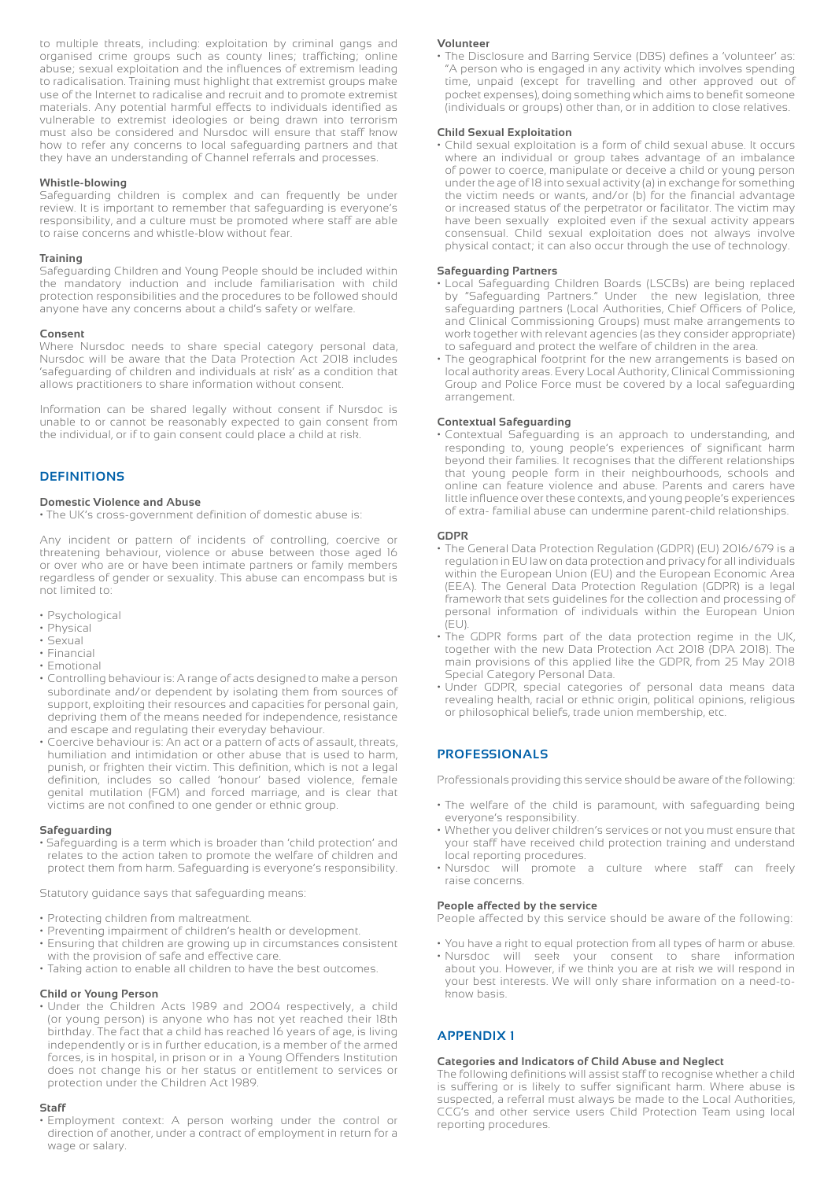to multiple threats, including: exploitation by criminal gangs and organised crime groups such as county lines; trafficking; online abuse; sexual exploitation and the influences of extremism leading to radicalisation. Training must highlight that extremist groups make use of the Internet to radicalise and recruit and to promote extremist materials. Any potential harmful effects to individuals identified as vulnerable to extremist ideologies or being drawn into terrorism must also be considered and Nursdoc will ensure that staff know how to refer any concerns to local safeguarding partners and that they have an understanding of Channel referrals and processes.

**Whistle-blowing**

Safeguarding children is complex and can frequently be under review. It is important to remember that safeguarding is everyone's responsibility, and a culture must be promoted where staff are able to raise concerns and whistle-blow without fear.

**Training**

Safeguarding Children and Young People should be included within the mandatory induction and include familiarisation with child protection responsibilities and the procedures to be followed should anyone have any concerns about a child's safety or welfare.

**Consent**

Where Nursdoc needs to share special category personal data, Nursdoc will be aware that the Data Protection Act 2018 includes 'safeguarding of children and individuals at risk' as a condition that allows practitioners to share information without consent.

Information can be shared legally without consent if Nursdoc is unable to or cannot be reasonably expected to gain consent from the individual, or if to gain consent could place a child at risk.

## DEFINITIONS

**Domestic Violence and Abuse**

- The UK's cross-government definition of domestic abuse is:

Any incident or pattern of incidents of controlling, coercive or threatening behaviour, violence or abuse between those aged 16 or over who are or have been intimate partners or family members regardless of gender or sexuality. This abuse can encompass but is not limited to:

- Psychological
- Physical
- Sexual
- Financial
- Emotional
- Controlling behaviour is: A range of acts designed to make a person subordinate and/or dependent by isolating them from sources of support, exploiting their resources and capacities for personal gain, depriving them of the means needed for independence, resistance and escape and regulating their everyday behaviour.
- Coercive behaviour is: An act or a pattern of acts of assault, threats, humiliation and intimidation or other abuse that is used to harm, punish, or frighten their victim. This definition, which is not a legal definition, includes so called 'honour' based violence, female genital mutilation (FGM) and forced marriage, and is clear that victims are not confined to one gender or ethnic group.

**Safeguarding**

- Safeguarding is a term which is broader than 'child protection' and relates to the action taken to promote the welfare of children and protect them from harm. Safeguarding is everyone's responsibility.

Statutory guidance says that safeguarding means:

- Protecting children from maltreatment.
- Preventing impairment of children's health or development.
- Ensuring that children are growing up in circumstances consistent with the provision of safe and effective care.
- Taking action to enable all children to have the best outcomes.

**Child or Young Person**

- Under the Children Acts 1989 and 2004 respectively, a child (or young person) is anyone who has not yet reached their 18th birthday. The fact that a child has reached 16 years of age, is living independently or is in further education, is a member of the armed forces, is in hospital, in prison or in a Young Offenders Institution does not change his or her status or entitlement to services or protection under the Children Act 1989.

**Staff**

- Employment context: A person working under the control or direction of another, under a contract of employment in return for a wage or salary.

**Volunteer**

- The Disclosure and Barring Service (DBS) defines a 'volunteer' as: "A person who is engaged in any activity which involves spending time, unpaid (except for travelling and other approved out of pocket expenses), doing something which aims to benefit someone (individuals or groups) other than, or in addition to close relatives.

**Child Sexual Exploitation**

- Child sexual exploitation is a form of child sexual abuse. It occurs where an individual or group takes advantage of an imbalance of power to coerce, manipulate or deceive a child or young person under the age of 18 into sexual activity (a) in exchange for something the victim needs or wants, and/or (b) for the financial advantage or increased status of the perpetrator or facilitator. The victim may have been sexually exploited even if the sexual activity appears consensual. Child sexual exploitation does not always involve physical contact; it can also occur through the use of technology.

**Safeguarding Partners**

- Local Safeguarding Children Boards (LSCBs) are being replaced by "Safeguarding Partners." Under the new legislation, three safeguarding partners (Local Authorities, Chief Officers of Police, and Clinical Commissioning Groups) must make arrangements to work together with relevant agencies (as they consider appropriate) to safeguard and protect the welfare of children in the area.
- The geographical footprint for the new arrangements is based on local authority areas. Every Local Authority, Clinical Commissioning Group and Police Force must be covered by a local safeguarding arrangement.

**Contextual Safeguarding**

- Contextual Safeguarding is an approach to understanding, and responding to, young people's experiences of significant harm beyond their families. It recognises that the different relationships that young people form in their neighbourhoods, schools and online can feature violence and abuse. Parents and carers have little influence over these contexts, and young people's experiences of extra- familial abuse can undermine parent-child relationships.

**GDPR**

- The General Data Protection Regulation (GDPR) (EU) 2016/679 is a regulation in EU law on data protection and privacy for all individuals within the European Union (EU) and the European Economic Area (EEA). The General Data Protection Regulation (GDPR) is a legal framework that sets guidelines for the collection and processing of personal information of individuals within the European Union (EU).
- The GDPR forms part of the data protection regime in the UK, together with the new Data Protection Act 2018 (DPA 2018). The main provisions of this applied like the GDPR, from 25 May 2018 Special Category Personal Data.
- Under GDPR, special categories of personal data means data revealing health, racial or ethnic origin, political opinions, religious or philosophical beliefs, trade union membership, etc.

## PROFESSIONALS

Professionals providing this service should be aware of the following:

- The welfare of the child is paramount, with safeguarding being everyone's responsibility.
- Whether you deliver children's services or not you must ensure that your staff have received child protection training and understand local reporting procedures.
- Nursdoc will promote a culture where staff can freely raise concerns.

**People affected by the service**

People affected by this service should be aware of the following:

- You have a right to equal protection from all types of harm or abuse.
- Nursdoc will seek your consent to share information about you. However, if we think you are at risk we will respond in your best interests. We will only share information on a need-to-know basis.

## APPENDIX 1

**Categories and Indicators of Child Abuse and Neglect**

The following definitions will assist staff to recognise whether a child is suffering or is likely to suffer significant harm. Where abuse is suspected, a referral must always be made to the Local Authorities, CCG's and other service users Child Protection Team using local reporting procedures.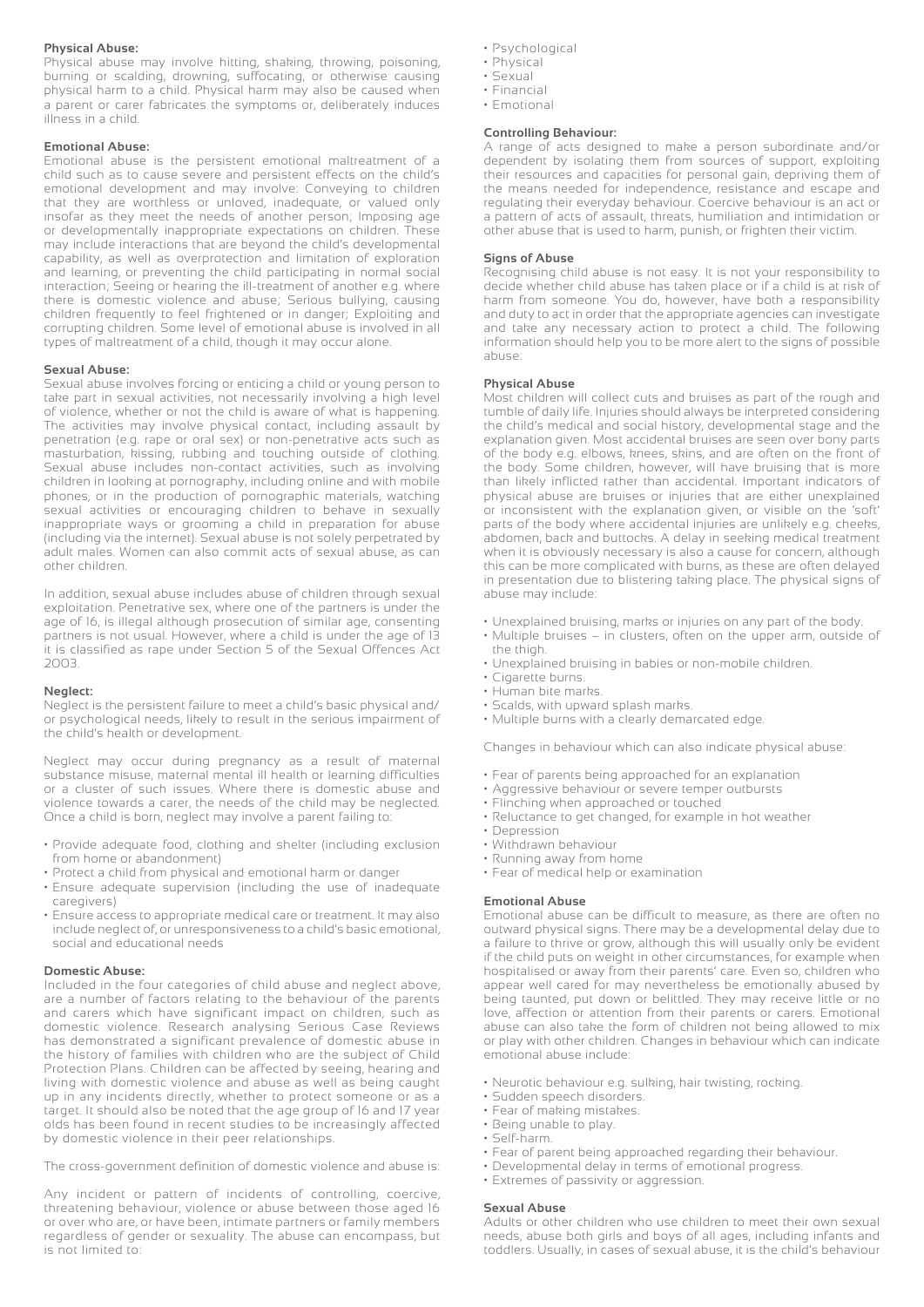**Physical Abuse:**
Physical abuse may involve hitting, shaking, throwing, poisoning, burning or scalding, drowning, suffocating, or otherwise causing physical harm to a child. Physical harm may also be caused when a parent or carer fabricates the symptoms or, deliberately induces illness in a child.

**Emotional Abuse:**
Emotional abuse is the persistent emotional maltreatment of a child such as to cause severe and persistent effects on the child's emotional development and may involve: Conveying to children that they are worthless or unloved, inadequate, or valued only insofar as they meet the needs of another person; Imposing age or developmentally inappropriate expectations on children. These may include interactions that are beyond the child's developmental capability, as well as overprotection and limitation of exploration and learning, or preventing the child participating in normal social interaction; Seeing or hearing the ill-treatment of another e.g. where there is domestic violence and abuse; Serious bullying, causing children frequently to feel frightened or in danger; Exploiting and corrupting children. Some level of emotional abuse is involved in all types of maltreatment of a child, though it may occur alone.

**Sexual Abuse:**
Sexual abuse involves forcing or enticing a child or young person to take part in sexual activities, not necessarily involving a high level of violence, whether or not the child is aware of what is happening. The activities may involve physical contact, including assault by penetration (e.g. rape or oral sex) or non-penetrative acts such as masturbation, kissing, rubbing and touching outside of clothing. Sexual abuse includes non-contact activities, such as involving children in looking at pornography, including online and with mobile phones, or in the production of pornographic materials, watching sexual activities or encouraging children to behave in sexually inappropriate ways or grooming a child in preparation for abuse (including via the internet). Sexual abuse is not solely perpetrated by adult males. Women can also commit acts of sexual abuse, as can other children.

In addition, sexual abuse includes abuse of children through sexual exploitation. Penetrative sex, where one of the partners is under the age of 16, is illegal although prosecution of similar age, consenting partners is not usual. However, where a child is under the age of 13 it is classified as rape under Section 5 of the Sexual Offences Act 2003.

**Neglect:**
Neglect is the persistent failure to meet a child's basic physical and/or psychological needs, likely to result in the serious impairment of the child's health or development.

Neglect may occur during pregnancy as a result of maternal substance misuse, maternal mental ill health or learning difficulties or a cluster of such issues. Where there is domestic abuse and violence towards a carer, the needs of the child may be neglected. Once a child is born, neglect may involve a parent failing to:

- Provide adequate food, clothing and shelter (including exclusion from home or abandonment)
- Protect a child from physical and emotional harm or danger
- Ensure adequate supervision (including the use of inadequate caregivers)
- Ensure access to appropriate medical care or treatment. It may also include neglect of, or unresponsiveness to a child's basic emotional, social and educational needs

**Domestic Abuse:**
Included in the four categories of child abuse and neglect above, are a number of factors relating to the behaviour of the parents and carers which have significant impact on children, such as domestic violence. Research analysing Serious Case Reviews has demonstrated a significant prevalence of domestic abuse in the history of families with children who are the subject of Child Protection Plans. Children can be affected by seeing, hearing and living with domestic violence and abuse as well as being caught up in any incidents directly, whether to protect someone or as a target. It should also be noted that the age group of 16 and 17 year olds has been found in recent studies to be increasingly affected by domestic violence in their peer relationships.

The cross-government definition of domestic violence and abuse is:

Any incident or pattern of incidents of controlling, coercive, threatening behaviour, violence or abuse between those aged 16 or over who are, or have been, intimate partners or family members regardless of gender or sexuality. The abuse can encompass, but is not limited to:

- Psychological
- Physical
- Sexual
- Financial
- Emotional

**Controlling Behaviour:**
A range of acts designed to make a person subordinate and/or dependent by isolating them from sources of support, exploiting their resources and capacities for personal gain, depriving them of the means needed for independence, resistance and escape and regulating their everyday behaviour. Coercive behaviour is an act or a pattern of acts of assault, threats, humiliation and intimidation or other abuse that is used to harm, punish, or frighten their victim.

**Signs of Abuse**
Recognising child abuse is not easy. It is not your responsibility to decide whether child abuse has taken place or if a child is at risk of harm from someone. You do, however, have both a responsibility and duty to act in order that the appropriate agencies can investigate and take any necessary action to protect a child. The following information should help you to be more alert to the signs of possible abuse:

**Physical Abuse**
Most children will collect cuts and bruises as part of the rough and tumble of daily life. Injuries should always be interpreted considering the child's medical and social history, developmental stage and the explanation given. Most accidental bruises are seen over bony parts of the body e.g. elbows, knees, skins, and are often on the front of the body. Some children, however, will have bruising that is more than likely inflicted rather than accidental. Important indicators of physical abuse are bruises or injuries that are either unexplained or inconsistent with the explanation given, or visible on the 'soft' parts of the body where accidental injuries are unlikely e.g. cheeks, abdomen, back and buttocks. A delay in seeking medical treatment when it is obviously necessary is also a cause for concern, although this can be more complicated with burns, as these are often delayed in presentation due to blistering taking place. The physical signs of abuse may include:

- Unexplained bruising, marks or injuries on any part of the body.
- Multiple bruises – in clusters, often on the upper arm, outside of the thigh.
- Unexplained bruising in babies or non-mobile children.
- Cigarette burns.
- Human bite marks.
- Scalds, with upward splash marks.
- Multiple burns with a clearly demarcated edge.

Changes in behaviour which can also indicate physical abuse:

- Fear of parents being approached for an explanation
- Aggressive behaviour or severe temper outbursts
- Flinching when approached or touched
- Reluctance to get changed, for example in hot weather
- Depression
- Withdrawn behaviour
- Running away from home
- Fear of medical help or examination

**Emotional Abuse**
Emotional abuse can be difficult to measure, as there are often no outward physical signs. There may be a developmental delay due to a failure to thrive or grow, although this will usually only be evident if the child puts on weight in other circumstances, for example when hospitalised or away from their parents' care. Even so, children who appear well cared for may nevertheless be emotionally abused by being taunted, put down or belittled. They may receive little or no love, affection or attention from their parents or carers. Emotional abuse can also take the form of children not being allowed to mix or play with other children. Changes in behaviour which can indicate emotional abuse include:

- Neurotic behaviour e.g. sulking, hair twisting, rocking.
- Sudden speech disorders.
- Fear of making mistakes.
- Being unable to play.
- Self-harm.
- Fear of parent being approached regarding their behaviour.
- Developmental delay in terms of emotional progress.
- Extremes of passivity or aggression.

**Sexual Abuse**
Adults or other children who use children to meet their own sexual needs, abuse both girls and boys of all ages, including infants and toddlers. Usually, in cases of sexual abuse, it is the child's behaviour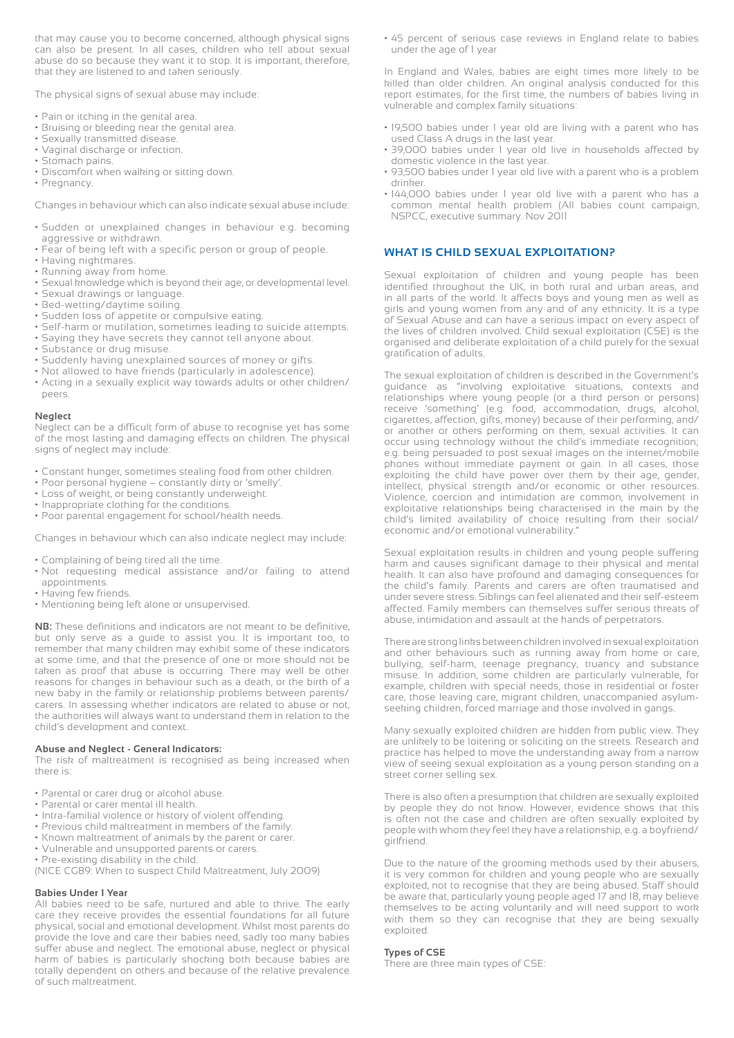that may cause you to become concerned, although physical signs can also be present. In all cases, children who tell about sexual abuse do so because they want it to stop. It is important, therefore, that they are listened to and taken seriously.

The physical signs of sexual abuse may include:

- Pain or itching in the genital area.
- Bruising or bleeding near the genital area.
- Sexually transmitted disease.
- Vaginal discharge or infection.
- Stomach pains.
- Discomfort when walking or sitting down.
- Pregnancy.

Changes in behaviour which can also indicate sexual abuse include:

- Sudden or unexplained changes in behaviour e.g. becoming aggressive or withdrawn.
- Fear of being left with a specific person or group of people.
- Having nightmares.
- Running away from home.
- Sexual knowledge which is beyond their age, or developmental level.
- Sexual drawings or language.
- Bed-wetting/daytime soiling.
- Sudden loss of appetite or compulsive eating.
- Self-harm or mutilation, sometimes leading to suicide attempts.
- Saying they have secrets they cannot tell anyone about.
- Substance or drug misuse.
- Suddenly having unexplained sources of money or gifts.
- Not allowed to have friends (particularly in adolescence).
- Acting in a sexually explicit way towards adults or other children/ peers.

**Neglect**

Neglect can be a difficult form of abuse to recognise yet has some of the most lasting and damaging effects on children. The physical signs of neglect may include:

- Constant hunger, sometimes stealing food from other children.
- Poor personal hygiene – constantly dirty or 'smelly'.
- Loss of weight, or being constantly underweight.
- Inappropriate clothing for the conditions.
- Poor parental engagement for school/health needs.

Changes in behaviour which can also indicate neglect may include:

- Complaining of being tired all the time.
- Not requesting medical assistance and/or failing to attend appointments.
- Having few friends.
- Mentioning being left alone or unsupervised.

**NB:** These definitions and indicators are not meant to be definitive, but only serve as a guide to assist you. It is important too, to remember that many children may exhibit some of these indicators at some time, and that the presence of one or more should not be taken as proof that abuse is occurring. There may well be other reasons for changes in behaviour such as a death, or the birth of a new baby in the family or relationship problems between parents/ carers. In assessing whether indicators are related to abuse or not, the authorities will always want to understand them in relation to the child's development and context.

**Abuse and Neglect - General Indicators:**

The risk of maltreatment is recognised as being increased when there is:

- Parental or carer drug or alcohol abuse.
- Parental or carer mental ill health.
- Intra-familial violence or history of violent offending.
- Previous child maltreatment in members of the family.
- Known maltreatment of animals by the parent or carer.
- Vulnerable and unsupported parents or carers.
- Pre-existing disability in the child.

(NICE CG89: When to suspect Child Maltreatment, July 2009)

**Babies Under 1 Year**

All babies need to be safe, nurtured and able to thrive. The early care they receive provides the essential foundations for all future physical, social and emotional development. Whilst most parents do provide the love and care their babies need, sadly too many babies suffer abuse and neglect. The emotional abuse, neglect or physical harm of babies is particularly shocking both because babies are totally dependent on others and because of the relative prevalence of such maltreatment.

- 45 percent of serious case reviews in England relate to babies under the age of 1 year

In England and Wales, babies are eight times more likely to be killed than older children. An original analysis conducted for this report estimates, for the first time, the numbers of babies living in vulnerable and complex family situations:

- 19,500 babies under 1 year old are living with a parent who has used Class A drugs in the last year.
- 39,000 babies under 1 year old live in households affected by domestic violence in the last year.
- 93,500 babies under 1 year old live with a parent who is a problem drinker.
- 144,000 babies under 1 year old live with a parent who has a common mental health problem (All babies count campaign, NSPCC, executive summary. Nov 2011

## WHAT IS CHILD SEXUAL EXPLOITATION?

Sexual exploitation of children and young people has been identified throughout the UK, in both rural and urban areas, and in all parts of the world. It affects boys and young men as well as girls and young women from any and of any ethnicity. It is a type of Sexual Abuse and can have a serious impact on every aspect of the lives of children involved. Child sexual exploitation (CSE) is the organised and deliberate exploitation of a child purely for the sexual gratification of adults.

The sexual exploitation of children is described in the Government's guidance as "involving exploitative situations, contexts and relationships where young people (or a third person or persons) receive 'something' (e.g. food, accommodation, drugs, alcohol, cigarettes, affection, gifts, money) because of their performing, and/ or another or others performing on them, sexual activities. It can occur using technology without the child's immediate recognition; e.g. being persuaded to post sexual images on the internet/mobile phones without immediate payment or gain. In all cases, those exploiting the child have power over them by their age, gender, intellect, physical strength and/or economic or other resources. Violence, coercion and intimidation are common, involvement in exploitative relationships being characterised in the main by the child's limited availability of choice resulting from their social/ economic and/or emotional vulnerability."

Sexual exploitation results in children and young people suffering harm and causes significant damage to their physical and mental health. It can also have profound and damaging consequences for the child's family. Parents and carers are often traumatised and under severe stress. Siblings can feel alienated and their self-esteem affected. Family members can themselves suffer serious threats of abuse, intimidation and assault at the hands of perpetrators.

There are strong links between children involved in sexual exploitation and other behaviours such as running away from home or care, bullying, self-harm, teenage pregnancy, truancy and substance misuse. In addition, some children are particularly vulnerable, for example, children with special needs, those in residential or foster care, those leaving care, migrant children, unaccompanied asylum-seeking children, forced marriage and those involved in gangs.

Many sexually exploited children are hidden from public view. They are unlikely to be loitering or soliciting on the streets. Research and practice has helped to move the understanding away from a narrow view of seeing sexual exploitation as a young person standing on a street corner selling sex.

There is also often a presumption that children are sexually exploited by people they do not know. However, evidence shows that this is often not the case and children are often sexually exploited by people with whom they feel they have a relationship, e.g. a boyfriend/ girlfriend.

Due to the nature of the grooming methods used by their abusers, it is very common for children and young people who are sexually exploited, not to recognise that they are being abused. Staff should be aware that, particularly young people aged 17 and 18, may believe themselves to be acting voluntarily and will need support to work with them so they can recognise that they are being sexually exploited.

**Types of CSE**

There are three main types of CSE: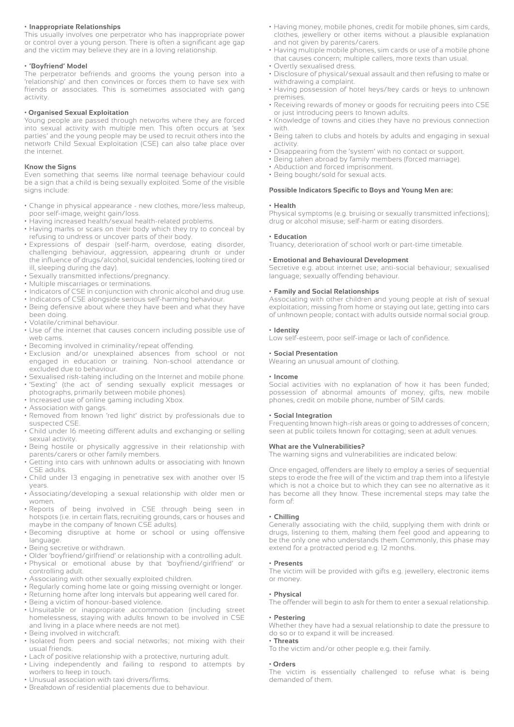**• Inappropriate Relationships**

This usually involves one perpetrator who has inappropriate power or control over a young person. There is often a significant age gap and the victim may believe they are in a loving relationship.

**• 'Boyfriend' Model**

The perpetrator befriends and grooms the young person into a 'relationship' and then convinces or forces them to have sex with friends or associates. This is sometimes associated with gang activity.

**• Organised Sexual Exploitation**

Young people are passed through networks where they are forced into sexual activity with multiple men. This often occurs at 'sex parties' and the young people may be used to recruit others into the network Child Sexual Exploitation (CSE) can also take place over the internet.

**Know the Signs**

Even something that seems like normal teenage behaviour could be a sign that a child is being sexually exploited. Some of the visible signs include:

- Change in physical appearance - new clothes, more/less makeup, poor self-image, weight gain/loss.
- Having increased health/sexual health-related problems.
- Having marks or scars on their body which they try to conceal by refusing to undress or uncover parts of their body.
- Expressions of despair (self-harm, overdose, eating disorder, challenging behaviour, aggression, appearing drunk or under the influence of drugs/alcohol, suicidal tendencies, looking tired or ill, sleeping during the day).
- Sexually transmitted infections/pregnancy.
- Multiple miscarriages or terminations.
- Indicators of CSE in conjunction with chronic alcohol and drug use.
- Indicators of CSE alongside serious self-harming behaviour.
- Being defensive about where they have been and what they have been doing.
- Volatile/criminal behaviour.
- Use of the internet that causes concern including possible use of web cams.
- Becoming involved in criminality/repeat offending.
- Exclusion and/or unexplained absences from school or not engaged in education or training. Non-school attendance or excluded due to behaviour.
- Sexualised risk-taking including on the Internet and mobile phone.
- 'Sexting' (the act of sending sexually explicit messages or photographs, primarily between mobile phones).
- Increased use of online gaming including Xbox.
- Association with gangs.
- Removed from known 'red light' district by professionals due to suspected CSE.
- Child under 16 meeting different adults and exchanging or selling sexual activity.
- Being hostile or physically aggressive in their relationship with parents/carers or other family members.
- Getting into cars with unknown adults or associating with known CSE adults.
- Child under 13 engaging in penetrative sex with another over 15 years.
- Associating/developing a sexual relationship with older men or women.
- Reports of being involved in CSE through being seen in hotspots (i.e. in certain flats, recruiting grounds, cars or houses and maybe in the company of known CSE adults).
- Becoming disruptive at home or school or using offensive language.
- Being secretive or withdrawn.
- Older 'boyfriend/girlfriend' or relationship with a controlling adult.
- Physical or emotional abuse by that 'boyfriend/girlfriend' or controlling adult.
- Associating with other sexually exploited children.
- Regularly coming home late or going missing overnight or longer.
- Returning home after long intervals but appearing well cared for.
- Being a victim of honour-based violence.
- Unsuitable or inappropriate accommodation (including street homelessness, staying with adults known to be involved in CSE and living in a place where needs are not met).
- Being involved in witchcraft.
- Isolated from peers and social networks; not mixing with their usual friends.
- Lack of positive relationship with a protective, nurturing adult.
- Living independently and failing to respond to attempts by workers to keep in touch.
- Unusual association with taxi drivers/firms.
- Breakdown of residential placements due to behaviour.
- Having money, mobile phones, credit for mobile phones, sim cards, clothes, jewellery or other items without a plausible explanation and not given by parents/carers.
- Having multiple mobile phones, sim cards or use of a mobile phone that causes concern; multiple callers, more texts than usual.
- Overtly sexualised dress.
- Disclosure of physical/sexual assault and then refusing to make or withdrawing a complaint.
- Having possession of hotel keys/key cards or keys to unknown premises.
- Receiving rewards of money or goods for recruiting peers into CSE or just introducing peers to known adults.
- Knowledge of towns and cities they have no previous connection with.
- Being taken to clubs and hotels by adults and engaging in sexual activity.
- Disappearing from the 'system' with no contact or support.
- Being taken abroad by family members (forced marriage).
- Abduction and forced imprisonment.
- Being bought/sold for sexual acts.

**Possible Indicators Specific to Boys and Young Men are:**

**• Health**

Physical symptoms (e.g. bruising or sexually transmitted infections); drug or alcohol misuse; self-harm or eating disorders.

**• Education**

Truancy, deterioration of school work or part-time timetable.

**• Emotional and Behavioural Development**

Secretive e.g. about internet use; anti-social behaviour; sexualised language; sexually offending behaviour.

**• Family and Social Relationships**

Associating with other children and young people at risk of sexual exploitation; missing from home or staying out late; getting into cars of unknown people; contact with adults outside normal social group.

**• Identity**

Low self-esteem, poor self-image or lack of confidence.

**• Social Presentation**

Wearing an unusual amount of clothing.

**• Income**

Social activities with no explanation of how it has been funded; possession of abnormal amounts of money, gifts, new mobile phones, credit on mobile phone, number of SIM cards.

**• Social Integration**

Frequenting known high-risk areas or going to addresses of concern; seen at public toilets known for cottaging; seen at adult venues.

**What are the Vulnerabilities?**

The warning signs and vulnerabilities are indicated below:

Once engaged, offenders are likely to employ a series of sequential steps to erode the free will of the victim and trap them into a lifestyle which is not a choice but to which they can see no alternative as it has become all they know. These incremental steps may take the form of:

**• Chilling**

Generally associating with the child, supplying them with drink or drugs, listening to them, making them feel good and appearing to be the only one who understands them. Commonly, this phase may extend for a protracted period e.g. 12 months.

**• Presents**

The victim will be provided with gifts e.g. jewellery, electronic items or money.

**• Physical**

The offender will begin to ask for them to enter a sexual relationship.

**• Pestering**

Whether they have had a sexual relationship to date the pressure to do so or to expand it will be increased.

**• Threats**

To the victim and/or other people e.g. their family.

**• Orders**

The victim is essentially challenged to refuse what is being demanded of them.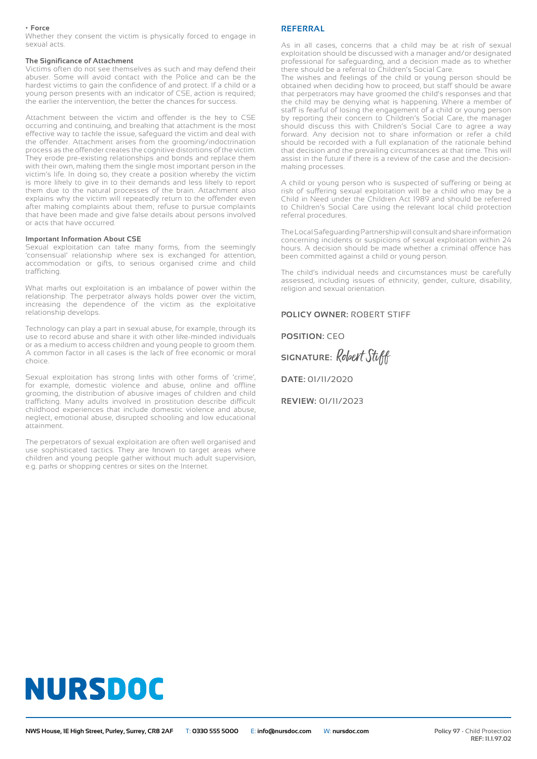- **Force**

Whether they consent the victim is physically forced to engage in sexual acts.

**The Significance of Attachment**

Victims often do not see themselves as such and may defend their abuser. Some will avoid contact with the Police and can be the hardest victims to gain the confidence of and protect. If a child or a young person presents with an indicator of CSE, action is required; the earlier the intervention, the better the chances for success.

Attachment between the victim and offender is the key to CSE occurring and continuing, and breaking that attachment is the most effective way to tackle the issue, safeguard the victim and deal with the offender. Attachment arises from the grooming/indoctrination process as the offender creates the cognitive distortions of the victim. They erode pre-existing relationships and bonds and replace them with their own, making them the single most important person in the victim's life. In doing so, they create a position whereby the victim is more likely to give in to their demands and less likely to report them due to the natural processes of the brain. Attachment also explains why the victim will repeatedly return to the offender even after making complaints about them; refuse to pursue complaints that have been made and give false details about persons involved or acts that have occurred.

**Important Information About CSE**

Sexual exploitation can take many forms, from the seemingly 'consensual' relationship where sex is exchanged for attention, accommodation or gifts, to serious organised crime and child trafficking.

What marks out exploitation is an imbalance of power within the relationship. The perpetrator always holds power over the victim, increasing the dependence of the victim as the exploitative relationship develops.

Technology can play a part in sexual abuse, for example, through its use to record abuse and share it with other like-minded individuals or as a medium to access children and young people to groom them. A common factor in all cases is the lack of free economic or moral choice.

Sexual exploitation has strong links with other forms of 'crime', for example, domestic violence and abuse, online and offline grooming, the distribution of abusive images of children and child trafficking. Many adults involved in prostitution describe difficult childhood experiences that include domestic violence and abuse, neglect, emotional abuse, disrupted schooling and low educational attainment.

The perpetrators of sexual exploitation are often well organised and use sophisticated tactics. They are known to target areas where children and young people gather without much adult supervision, e.g. parks or shopping centres or sites on the Internet.

## REFERRAL

As in all cases, concerns that a child may be at risk of sexual exploitation should be discussed with a manager and/or designated professional for safeguarding, and a decision made as to whether there should be a referral to Children's Social Care.

The wishes and feelings of the child or young person should be obtained when deciding how to proceed, but staff should be aware that perpetrators may have groomed the child's responses and that the child may be denying what is happening. Where a member of staff is fearful of losing the engagement of a child or young person by reporting their concern to Children's Social Care, the manager should discuss this with Children's Social Care to agree a way forward. Any decision not to share information or refer a child should be recorded with a full explanation of the rationale behind that decision and the prevailing circumstances at that time. This will assist in the future if there is a review of the case and the decision-making processes.

A child or young person who is suspected of suffering or being at risk of suffering sexual exploitation will be a child who may be a Child in Need under the Children Act 1989 and should be referred to Children's Social Care using the relevant local child protection referral procedures.

The Local Safeguarding Partnership will consult and share information concerning incidents or suspicions of sexual exploitation within 24 hours. A decision should be made whether a criminal offence has been committed against a child or young person.

The child's individual needs and circumstances must be carefully assessed, including issues of ethnicity, gender, culture, disability, religion and sexual orientation.

**POLICY OWNER:** ROBERT STIFF

**POSITION:** CEO

**SIGNATURE:** Robert Stiff

**DATE:** 01/11/2020

**REVIEW:** 01/11/2023

NURSDOC

NWS House, 1E High Street, Purley, Surrey, CR8 2AF T: 0330 555 5000 E: info@nursdoc.com W: nursdoc.com

Policy 97 - Child Protection
REF: 11.1.97.02